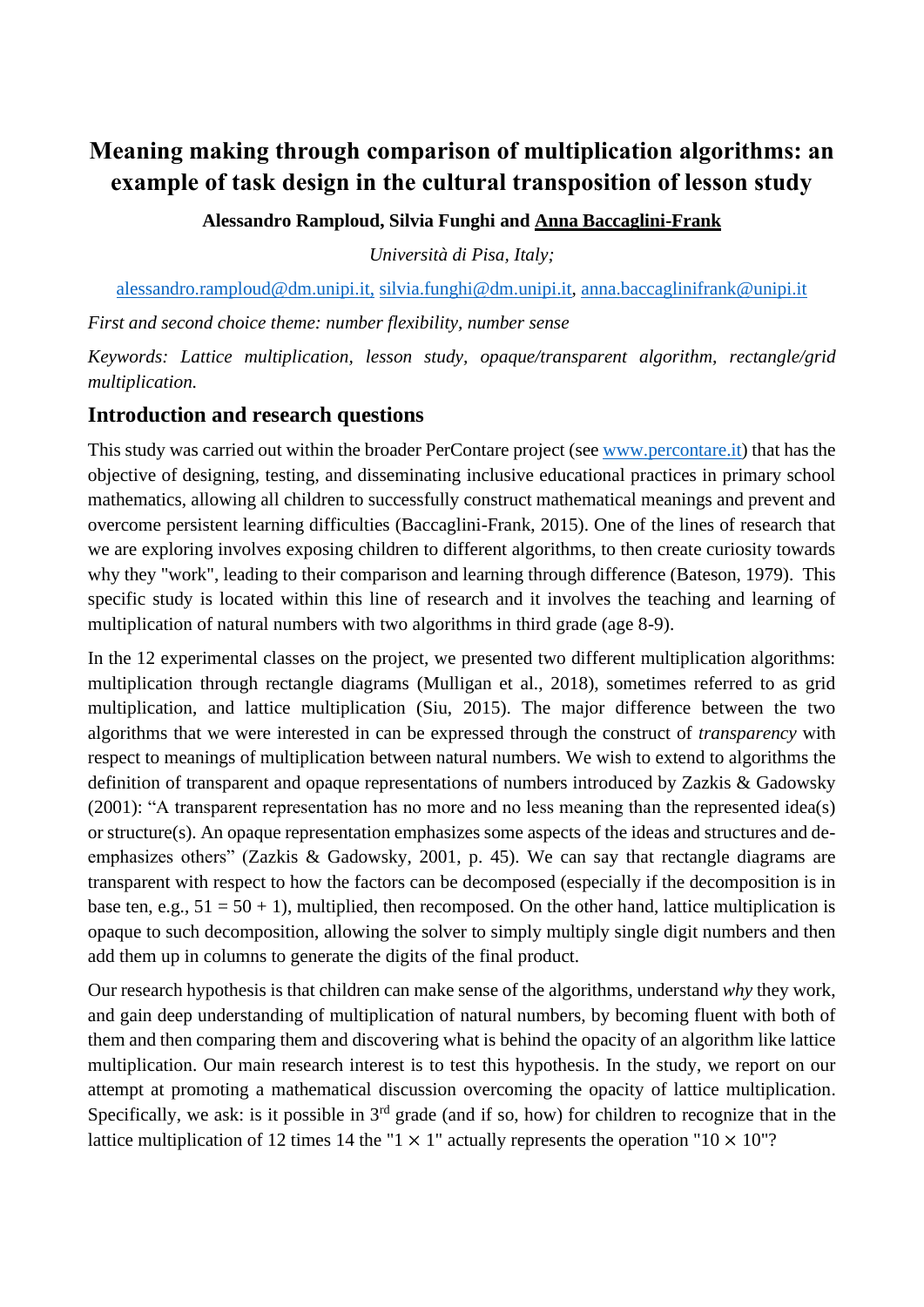# Meaning making through comparison of multiplication algorithms: an example of task design in the cultural transposition of lesson study

**Alessandro Ramploud, Silvia Funghi and <u>Anna Baccaglini-Frank</u>**

*Università di Pisa, Italy;*

alessandro.ramploud@dm.unipi.it, silvia.funghi@dm.unipi.it, anna.baccaglinifrank@unipi.it

*First and second choice theme: number flexibility, number sense*

*Keywords: Lattice multiplication, lesson study, opaque/transparent algorithm, rectangle/grid multiplication.*

## Introduction and research questions

This study was carried out within the broader PerContare project (see www.percontare.it) that has the objective of designing, testing, and disseminating inclusive educational practices in primary school mathematics, allowing all children to successfully construct mathematical meanings and prevent and overcome persistent learning difficulties (Baccaglini-Frank, 2015). One of the lines of research that we are exploring involves exposing children to different algorithms, to then create curiosity towards why they "work", leading to their comparison and learning through difference (Bateson, 1979). This specific study is located within this line of research and it involves the teaching and learning of multiplication of natural numbers with two algorithms in third grade (age 8-9).

In the 12 experimental classes on the project, we presented two different multiplication algorithms: multiplication through rectangle diagrams (Mulligan et al., 2018), sometimes referred to as grid multiplication, and lattice multiplication (Siu, 2015). The major difference between the two algorithms that we were interested in can be expressed through the construct of *transparency* with respect to meanings of multiplication between natural numbers. We wish to extend to algorithms the definition of transparent and opaque representations of numbers introduced by Zazkis & Gadowsky (2001): "A transparent representation has no more and no less meaning than the represented idea(s) or structure(s). An opaque representation emphasizes some aspects of the ideas and structures and de-emphasizes others" (Zazkis & Gadowsky, 2001, p. 45). We can say that rectangle diagrams are transparent with respect to how the factors can be decomposed (especially if the decomposition is in base ten, e.g., $51 = 50 + 1$), multiplied, then recomposed. On the other hand, lattice multiplication is opaque to such decomposition, allowing the solver to simply multiply single digit numbers and then add them up in columns to generate the digits of the final product.

Our research hypothesis is that children can make sense of the algorithms, understand *why* they work, and gain deep understanding of multiplication of natural numbers, by becoming fluent with both of them and then comparing them and discovering what is behind the opacity of an algorithm like lattice multiplication. Our main research interest is to test this hypothesis. In the study, we report on our attempt at promoting a mathematical discussion overcoming the opacity of lattice multiplication. Specifically, we ask: is it possible in 3rd grade (and if so, how) for children to recognize that in the lattice multiplication of 12 times 14 the "$1 \times 1$" actually represents the operation "$10 \times 10$"?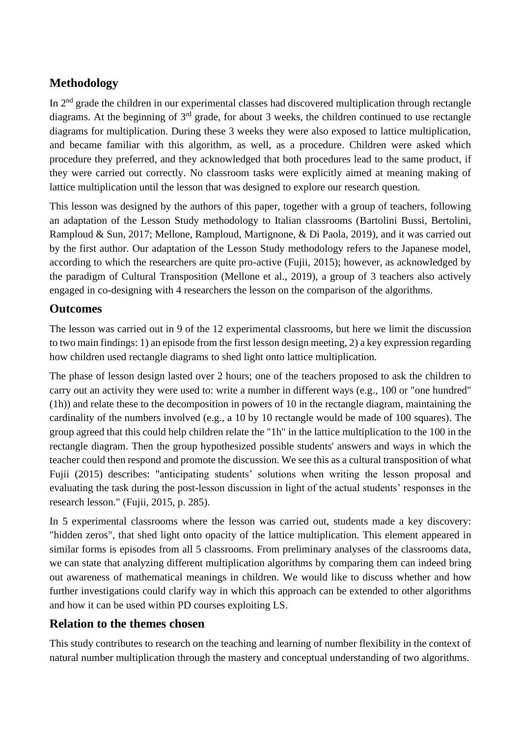## Methodology

In 2nd grade the children in our experimental classes had discovered multiplication through rectangle diagrams. At the beginning of 3rd grade, for about 3 weeks, the children continued to use rectangle diagrams for multiplication. During these 3 weeks they were also exposed to lattice multiplication, and became familiar with this algorithm, as well, as a procedure. Children were asked which procedure they preferred, and they acknowledged that both procedures lead to the same product, if they were carried out correctly. No classroom tasks were explicitly aimed at meaning making of lattice multiplication until the lesson that was designed to explore our research question.

This lesson was designed by the authors of this paper, together with a group of teachers, following an adaptation of the Lesson Study methodology to Italian classrooms (Bartolini Bussi, Bertolini, Ramploud & Sun, 2017; Mellone, Ramploud, Martignone, & Di Paola, 2019), and it was carried out by the first author. Our adaptation of the Lesson Study methodology refers to the Japanese model, according to which the researchers are quite pro-active (Fujii, 2015); however, as acknowledged by the paradigm of Cultural Transposition (Mellone et al., 2019), a group of 3 teachers also actively engaged in co-designing with 4 researchers the lesson on the comparison of the algorithms.

## Outcomes

The lesson was carried out in 9 of the 12 experimental classrooms, but here we limit the discussion to two main findings: 1) an episode from the first lesson design meeting, 2) a key expression regarding how children used rectangle diagrams to shed light onto lattice multiplication.

The phase of lesson design lasted over 2 hours; one of the teachers proposed to ask the children to carry out an activity they were used to: write a number in different ways (e.g., 100 or "one hundred" (1h)) and relate these to the decomposition in powers of 10 in the rectangle diagram, maintaining the cardinality of the numbers involved (e.g., a 10 by 10 rectangle would be made of 100 squares). The group agreed that this could help children relate the "1h" in the lattice multiplication to the 100 in the rectangle diagram. Then the group hypothesized possible students' answers and ways in which the teacher could then respond and promote the discussion. We see this as a cultural transposition of what Fujii (2015) describes: "anticipating students' solutions when writing the lesson proposal and evaluating the task during the post-lesson discussion in light of the actual students' responses in the research lesson." (Fujii, 2015, p. 285).

In 5 experimental classrooms where the lesson was carried out, students made a key discovery: "hidden zeros", that shed light onto opacity of the lattice multiplication. This element appeared in similar forms is episodes from all 5 classrooms. From preliminary analyses of the classrooms data, we can state that analyzing different multiplication algorithms by comparing them can indeed bring out awareness of mathematical meanings in children. We would like to discuss whether and how further investigations could clarify way in which this approach can be extended to other algorithms and how it can be used within PD courses exploiting LS.

## Relation to the themes chosen

This study contributes to research on the teaching and learning of number flexibility in the context of natural number multiplication through the mastery and conceptual understanding of two algorithms.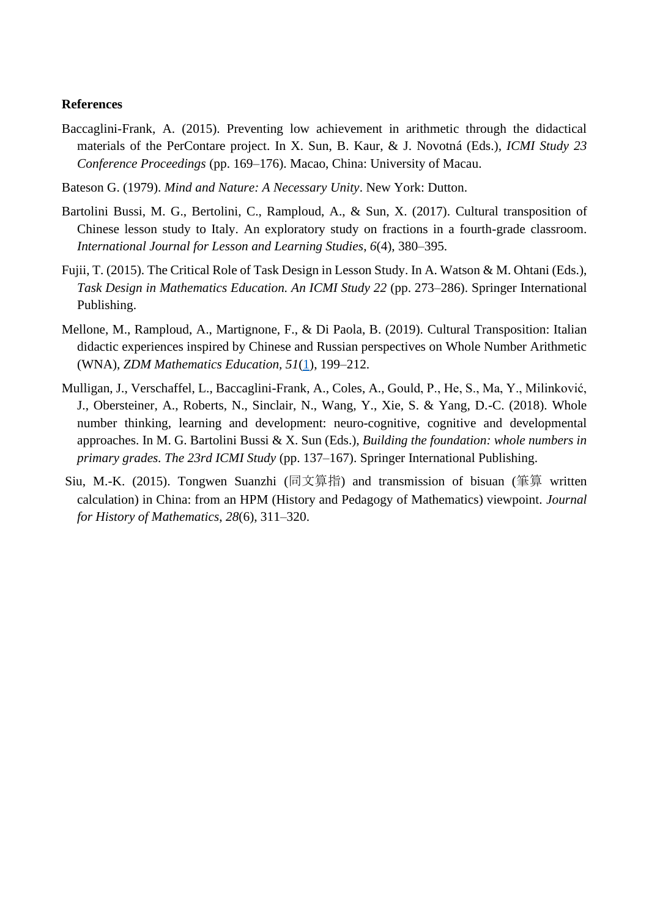**References**

Baccaglini-Frank, A. (2015). Preventing low achievement in arithmetic through the didactical materials of the PerContare project. In X. Sun, B. Kaur, & J. Novotná (Eds.), *ICMI Study 23 Conference Proceedings* (pp. 169–176). Macao, China: University of Macau.

Bateson G. (1979). *Mind and Nature: A Necessary Unity*. New York: Dutton.

Bartolini Bussi, M. G., Bertolini, C., Ramploud, A., & Sun, X. (2017). Cultural transposition of Chinese lesson study to Italy. An exploratory study on fractions in a fourth-grade classroom. *International Journal for Lesson and Learning Studies*, *6*(4), 380–395.

Fujii, T. (2015). The Critical Role of Task Design in Lesson Study. In A. Watson & M. Ohtani (Eds.), *Task Design in Mathematics Education. An ICMI Study 22* (pp. 273–286). Springer International Publishing.

Mellone, M., Ramploud, A., Martignone, F., & Di Paola, B. (2019). Cultural Transposition: Italian didactic experiences inspired by Chinese and Russian perspectives on Whole Number Arithmetic (WNA), *ZDM Mathematics Education*, *51*(1), 199–212.

Mulligan, J., Verschaffel, L., Baccaglini-Frank, A., Coles, A., Gould, P., He, S., Ma, Y., Milinković, J., Obersteiner, A., Roberts, N., Sinclair, N., Wang, Y., Xie, S. & Yang, D.-C. (2018). Whole number thinking, learning and development: neuro-cognitive, cognitive and developmental approaches. In M. G. Bartolini Bussi & X. Sun (Eds.), *Building the foundation: whole numbers in primary grades. The 23rd ICMI Study* (pp. 137–167). Springer International Publishing.

Siu, M.-K. (2015). Tongwen Suanzhi (同文算指) and transmission of bisuan (筆算 written calculation) in China: from an HPM (History and Pedagogy of Mathematics) viewpoint. *Journal for History of Mathematics*, *28*(6), 311–320.